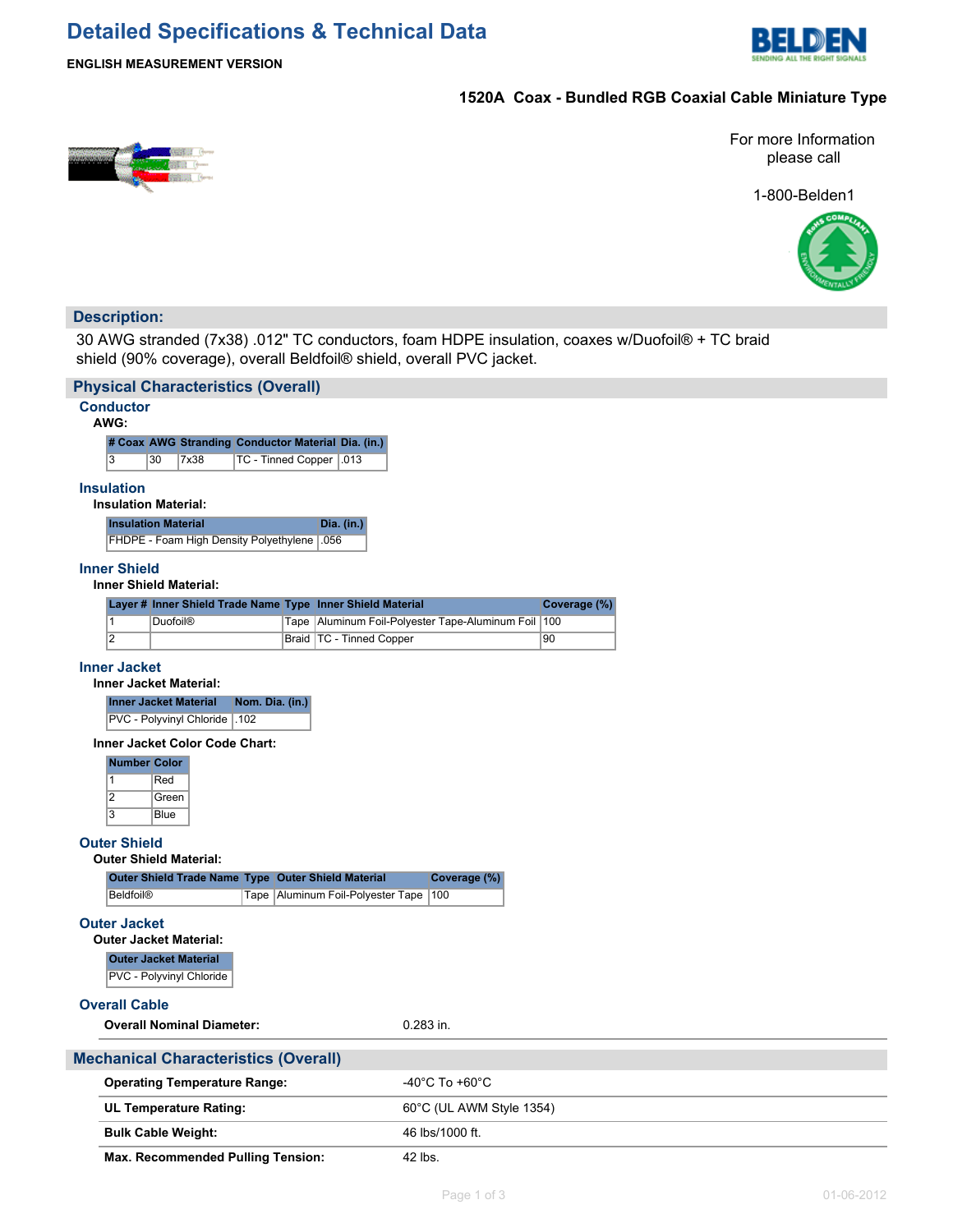# Detailed Specifications & Technical Data

**ENGLISH MEASUREMENT VERSION**

**1520A Coax - Bundled RGB Coaxial Cable Miniature Type**

For more Information please call

1-800-Belden1

## Description:

30 AWG stranded (7x38) .012" TC conductors, foam HDPE insulation, coaxes w/Duofoil® + TC braid shield (90% coverage), overall Beldfoil® shield, overall PVC jacket.

## Physical Characteristics (Overall)

### Conductor

**AWG:**

| # Coax | AWG | Stranding | Conductor Material | Dia. (in.) |
|---|---|---|---|---|
| 3 | 30 | 7x38 | TC - Tinned Copper | .013 |

### Insulation

**Insulation Material:**

| Insulation Material | Dia. (in.) |
|---|---|
| FHDPE - Foam High Density Polyethylene | .056 |

### Inner Shield

**Inner Shield Material:**

| Layer # | Inner Shield Trade Name | Type | Inner Shield Material | Coverage (%) |
|---|---|---|---|---|
| 1 | Duofoil® | Tape | Aluminum Foil-Polyester Tape-Aluminum Foil | 100 |
| 2 | | Braid | TC - Tinned Copper | 90 |

### Inner Jacket

**Inner Jacket Material:**

| Inner Jacket Material | Nom. Dia. (in.) |
|---|---|
| PVC - Polyvinyl Chloride | .102 |

**Inner Jacket Color Code Chart:**

| Number | Color |
|---|---|
| 1 | Red |
| 2 | Green |
| 3 | Blue |

### Outer Shield

**Outer Shield Material:**

| Outer Shield Trade Name | Type | Outer Shield Material | Coverage (%) |
|---|---|---|---|
| Beldfoil® | Tape | Aluminum Foil-Polyester Tape | 100 |

### Outer Jacket

**Outer Jacket Material:**

| Outer Jacket Material |
|---|
| PVC - Polyvinyl Chloride |

### Overall Cable

| | |
|---|---|
| **Overall Nominal Diameter:** | 0.283 in. |

## Mechanical Characteristics (Overall)

| | |
|---|---|
| **Operating Temperature Range:** | -40°C To +60°C |
| **UL Temperature Rating:** | 60°C (UL AWM Style 1354) |
| **Bulk Cable Weight:** | 46 lbs/1000 ft. |
| **Max. Recommended Pulling Tension:** | 42 lbs. |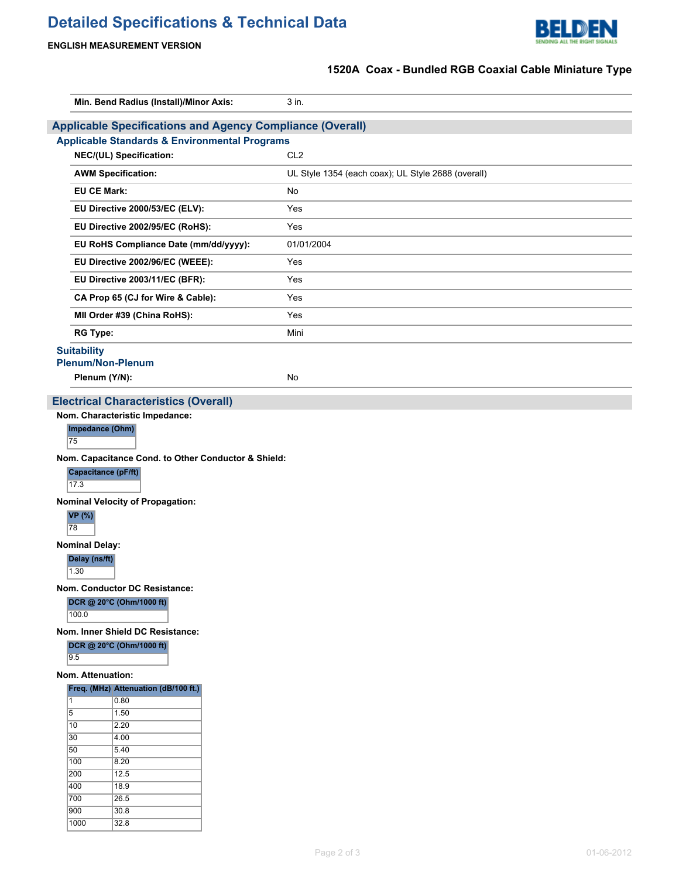| | |
|---|---|
| **Min. Bend Radius (Install)/Minor Axis:** | 3 in. |

## Applicable Specifications and Agency Compliance (Overall)

### Applicable Standards & Environmental Programs

| | |
|---|---|
| **NEC/(UL) Specification:** | CL2 |
| **AWM Specification:** | UL Style 1354 (each coax); UL Style 2688 (overall) |
| **EU CE Mark:** | No |
| **EU Directive 2000/53/EC (ELV):** | Yes |
| **EU Directive 2002/95/EC (RoHS):** | Yes |
| **EU RoHS Compliance Date (mm/dd/yyyy):** | 01/01/2004 |
| **EU Directive 2002/96/EC (WEEE):** | Yes |
| **EU Directive 2003/11/EC (BFR):** | Yes |
| **CA Prop 65 (CJ for Wire & Cable):** | Yes |
| **MII Order #39 (China RoHS):** | Yes |
| **RG Type:** | Mini |

### Suitability

### Plenum/Non-Plenum

| | |
|---|---|
| **Plenum (Y/N):** | No |

## Electrical Characteristics (Overall)

**Nom. Characteristic Impedance:**

| Impedance (Ohm) |
|---|
| 75 |

**Nom. Capacitance Cond. to Other Conductor & Shield:**

| Capacitance (pF/ft) |
|---|
| 17.3 |

**Nominal Velocity of Propagation:**

| VP (%) |
|---|
| 78 |

**Nominal Delay:**

| Delay (ns/ft) |
|---|
| 1.30 |

**Nom. Conductor DC Resistance:**

| DCR @ 20°C (Ohm/1000 ft) |
|---|
| 100.0 |

**Nom. Inner Shield DC Resistance:**

| DCR @ 20°C (Ohm/1000 ft) |
|---|
| 9.5 |

**Nom. Attenuation:**

| Freq. (MHz) | Attenuation (dB/100 ft.) |
|---|---|
| 1 | 0.80 |
| 5 | 1.50 |
| 10 | 2.20 |
| 30 | 4.00 |
| 50 | 5.40 |
| 100 | 8.20 |
| 200 | 12.5 |
| 400 | 18.9 |
| 700 | 26.5 |
| 900 | 30.8 |
| 1000 | 32.8 |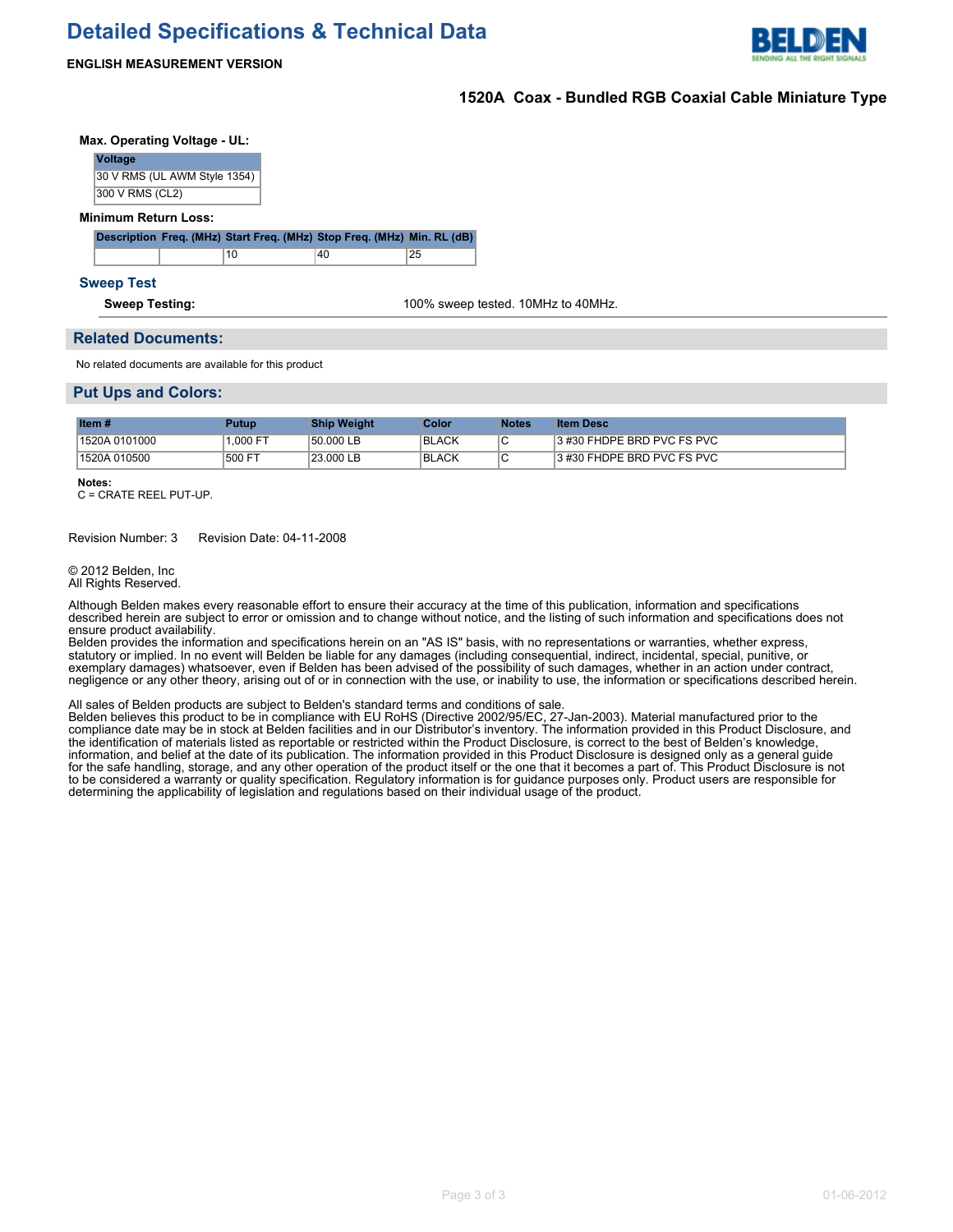# Detailed Specifications & Technical Data

**ENGLISH MEASUREMENT VERSION**

**1520A Coax - Bundled RGB Coaxial Cable Miniature Type**

**Max. Operating Voltage - UL:**

| Voltage |
|---|
| 30 V RMS (UL AWM Style 1354) |
| 300 V RMS (CL2) |

**Minimum Return Loss:**

| Description | Freq. (MHz) | Start Freq. (MHz) | Stop Freq. (MHz) | Min. RL (dB) |
|---|---|---|---|---|
| | | 10 | 40 | 25 |

### Sweep Test

**Sweep Testing:** 100% sweep tested. 10MHz to 40MHz.

## Related Documents:

No related documents are available for this product

## Put Ups and Colors:

| Item # | Putup | Ship Weight | Color | Notes | Item Desc |
|---|---|---|---|---|---|
| 1520A 0101000 | 1,000 FT | 50.000 LB | BLACK | C | 3 #30 FHDPE BRD PVC FS PVC |
| 1520A 010500 | 500 FT | 23.000 LB | BLACK | C | 3 #30 FHDPE BRD PVC FS PVC |

**Notes:**
C = CRATE REEL PUT-UP.

Revision Number: 3 Revision Date: 04-11-2008

© 2012 Belden, Inc
All Rights Reserved.

Although Belden makes every reasonable effort to ensure their accuracy at the time of this publication, information and specifications described herein are subject to error or omission and to change without notice, and the listing of such information and specifications does not ensure product availability.
Belden provides the information and specifications herein on an "AS IS" basis, with no representations or warranties, whether express, statutory or implied. In no event will Belden be liable for any damages (including consequential, indirect, incidental, special, punitive, or exemplary damages) whatsoever, even if Belden has been advised of the possibility of such damages, whether in an action under contract, negligence or any other theory, arising out of or in connection with the use, or inability to use, the information or specifications described herein.

All sales of Belden products are subject to Belden's standard terms and conditions of sale.
Belden believes this product to be in compliance with EU RoHS (Directive 2002/95/EC, 27-Jan-2003). Material manufactured prior to the compliance date may be in stock at Belden facilities and in our Distributor's inventory. The information provided in this Product Disclosure, and the identification of materials listed as reportable or restricted within the Product Disclosure, is correct to the best of Belden's knowledge, information, and belief at the date of its publication. The information provided in this Product Disclosure is designed only as a general guide for the safe handling, storage, and any other operation of the product itself or the one that it becomes a part of. This Product Disclosure is not to be considered a warranty or quality specification. Regulatory information is for guidance purposes only. Product users are responsible for determining the applicability of legislation and regulations based on their individual usage of the product.